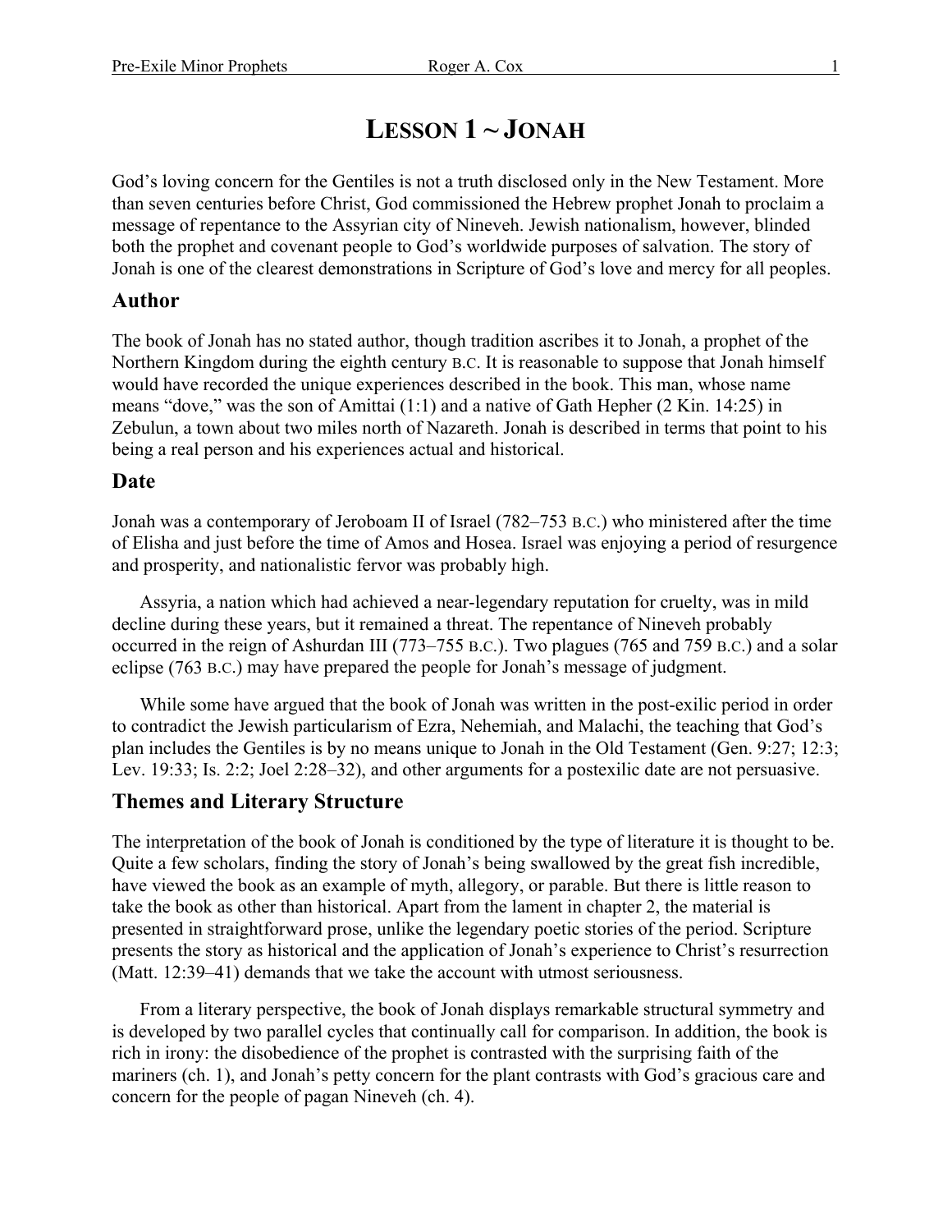# LESSON 1 ~ JONAH

God's loving concern for the Gentiles is not a truth disclosed only in the New Testament. More than seven centuries before Christ, God commissioned the Hebrew prophet Jonah to proclaim a message of repentance to the Assyrian city of Nineveh. Jewish nationalism, however, blinded both the prophet and covenant people to God's worldwide purposes of salvation. The story of Jonah is one of the clearest demonstrations in Scripture of God's love and mercy for all peoples.

## Author

The book of Jonah has no stated author, though tradition ascribes it to Jonah, a prophet of the Northern Kingdom during the eighth century B.C. It is reasonable to suppose that Jonah himself would have recorded the unique experiences described in the book. This man, whose name means "dove," was the son of Amittai (1:1) and a native of Gath Hepher (2 Kin. 14:25) in Zebulun, a town about two miles north of Nazareth. Jonah is described in terms that point to his being a real person and his experiences actual and historical.

## Date

Jonah was a contemporary of Jeroboam II of Israel (782–753 B.C.) who ministered after the time of Elisha and just before the time of Amos and Hosea. Israel was enjoying a period of resurgence and prosperity, and nationalistic fervor was probably high.

Assyria, a nation which had achieved a near-legendary reputation for cruelty, was in mild decline during these years, but it remained a threat. The repentance of Nineveh probably occurred in the reign of Ashurdan III (773–755 B.C.). Two plagues (765 and 759 B.C.) and a solar eclipse (763 B.C.) may have prepared the people for Jonah's message of judgment.

While some have argued that the book of Jonah was written in the post-exilic period in order to contradict the Jewish particularism of Ezra, Nehemiah, and Malachi, the teaching that God's plan includes the Gentiles is by no means unique to Jonah in the Old Testament (Gen. 9:27; 12:3; Lev. 19:33; Is. 2:2; Joel 2:28–32), and other arguments for a postexilic date are not persuasive.

## Themes and Literary Structure

The interpretation of the book of Jonah is conditioned by the type of literature it is thought to be. Quite a few scholars, finding the story of Jonah's being swallowed by the great fish incredible, have viewed the book as an example of myth, allegory, or parable. But there is little reason to take the book as other than historical. Apart from the lament in chapter 2, the material is presented in straightforward prose, unlike the legendary poetic stories of the period. Scripture presents the story as historical and the application of Jonah's experience to Christ's resurrection (Matt. 12:39–41) demands that we take the account with utmost seriousness.

From a literary perspective, the book of Jonah displays remarkable structural symmetry and is developed by two parallel cycles that continually call for comparison. In addition, the book is rich in irony: the disobedience of the prophet is contrasted with the surprising faith of the mariners (ch. 1), and Jonah's petty concern for the plant contrasts with God's gracious care and concern for the people of pagan Nineveh (ch. 4).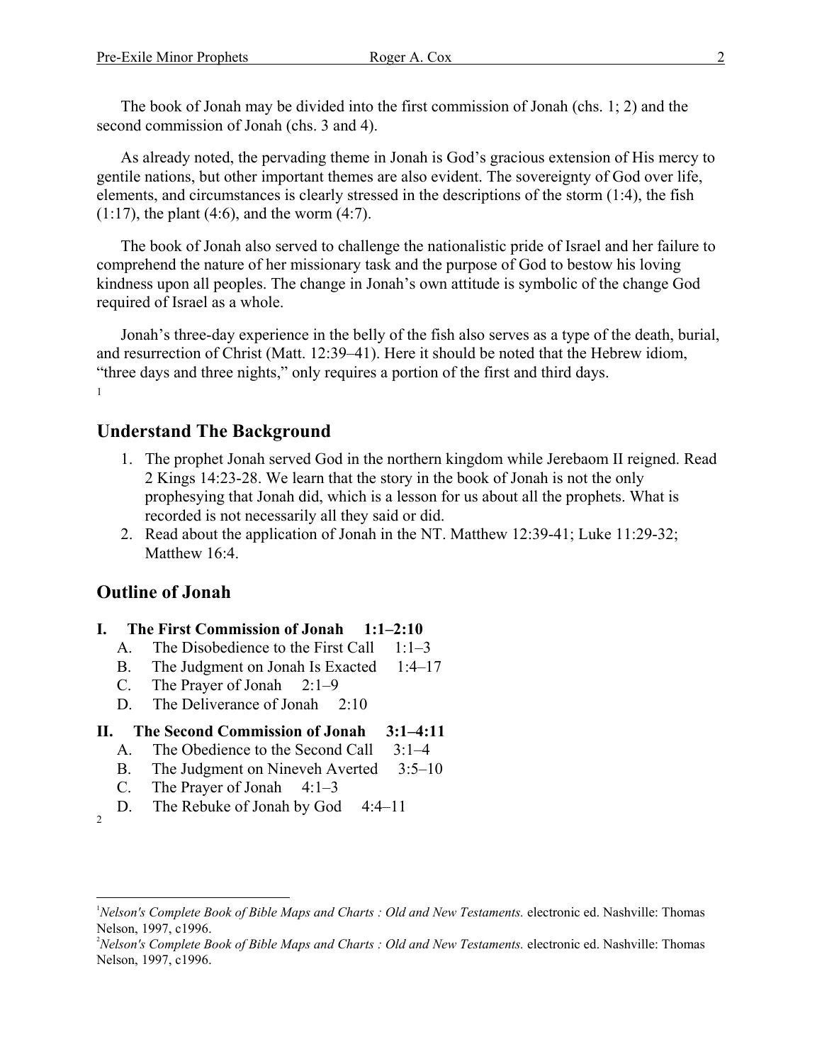The book of Jonah may be divided into the first commission of Jonah (chs. 1; 2) and the second commission of Jonah (chs. 3 and 4).

As already noted, the pervading theme in Jonah is God's gracious extension of His mercy to gentile nations, but other important themes are also evident. The sovereignty of God over life, elements, and circumstances is clearly stressed in the descriptions of the storm (1:4), the fish (1:17), the plant (4:6), and the worm (4:7).

The book of Jonah also served to challenge the nationalistic pride of Israel and her failure to comprehend the nature of her missionary task and the purpose of God to bestow his loving kindness upon all peoples. The change in Jonah's own attitude is symbolic of the change God required of Israel as a whole.

Jonah's three-day experience in the belly of the fish also serves as a type of the death, burial, and resurrection of Christ (Matt. 12:39–41). Here it should be noted that the Hebrew idiom, "three days and three nights," only requires a portion of the first and third days.
[1]

## Understand The Background

1. The prophet Jonah served God in the northern kingdom while Jerebaom II reigned. Read 2 Kings 14:23-28. We learn that the story in the book of Jonah is not the only prophesying that Jonah did, which is a lesson for us about all the prophets. What is recorded is not necessarily all they said or did.
2. Read about the application of Jonah in the NT. Matthew 12:39-41; Luke 11:29-32; Matthew 16:4.

## Outline of Jonah

**I. The First Commission of Jonah 1:1–2:10**

- A. The Disobedience to the First Call 1:1–3
- B. The Judgment on Jonah Is Exacted 1:4–17
- C. The Prayer of Jonah 2:1–9
- D. The Deliverance of Jonah 2:10

**II. The Second Commission of Jonah 3:1–4:11**

- A. The Obedience to the Second Call 3:1–4
- B. The Judgment on Nineveh Averted 3:5–10
- C. The Prayer of Jonah 4:1–3
- D. The Rebuke of Jonah by God 4:4–11

[2]

---

[1] *Nelson's Complete Book of Bible Maps and Charts : Old and New Testaments.* electronic ed. Nashville: Thomas Nelson, 1997, c1996.

[2] *Nelson's Complete Book of Bible Maps and Charts : Old and New Testaments.* electronic ed. Nashville: Thomas Nelson, 1997, c1996.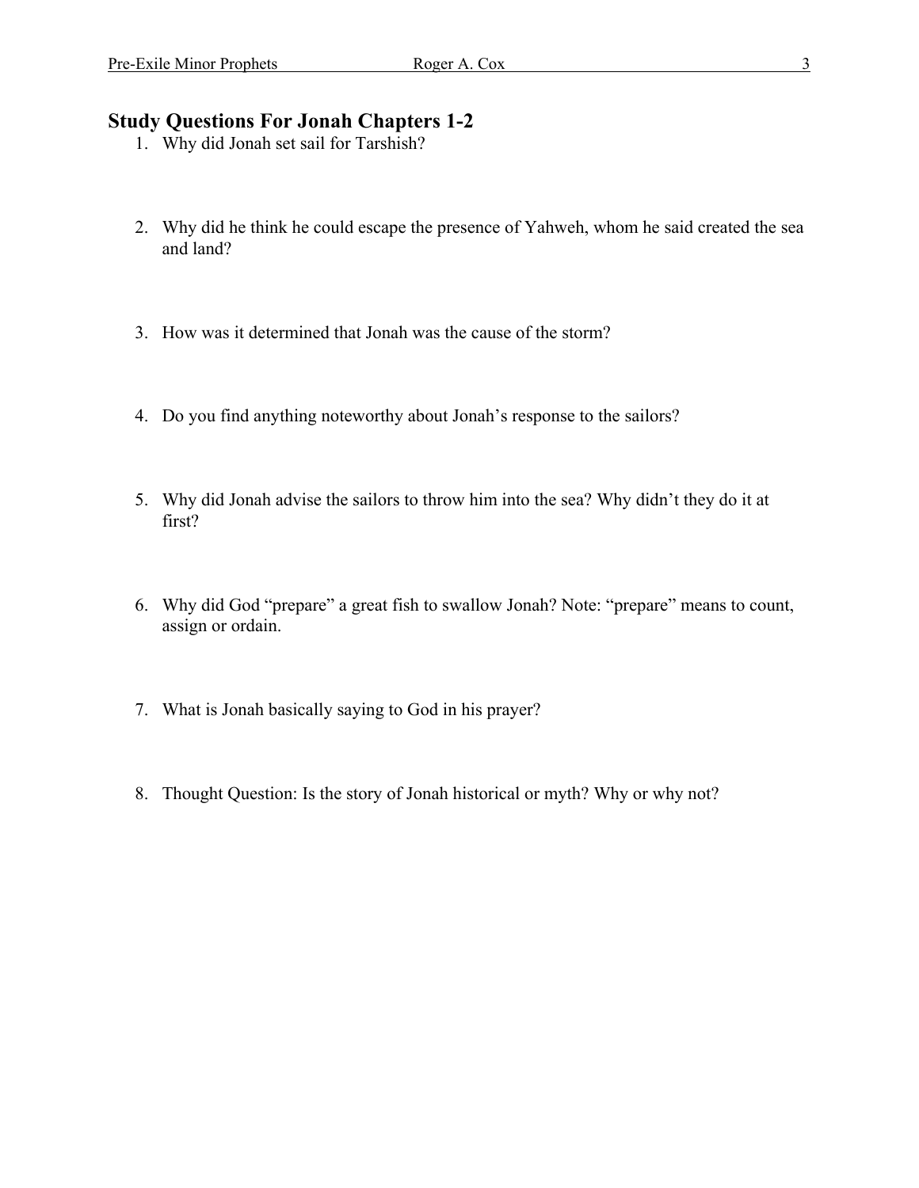## Study Questions For Jonah Chapters 1-2

1. Why did Jonah set sail for Tarshish?
2. Why did he think he could escape the presence of Yahweh, whom he said created the sea and land?
3. How was it determined that Jonah was the cause of the storm?
4. Do you find anything noteworthy about Jonah's response to the sailors?
5. Why did Jonah advise the sailors to throw him into the sea? Why didn't they do it at first?
6. Why did God "prepare" a great fish to swallow Jonah? Note: "prepare" means to count, assign or ordain.
7. What is Jonah basically saying to God in his prayer?
8. Thought Question: Is the story of Jonah historical or myth? Why or why not?